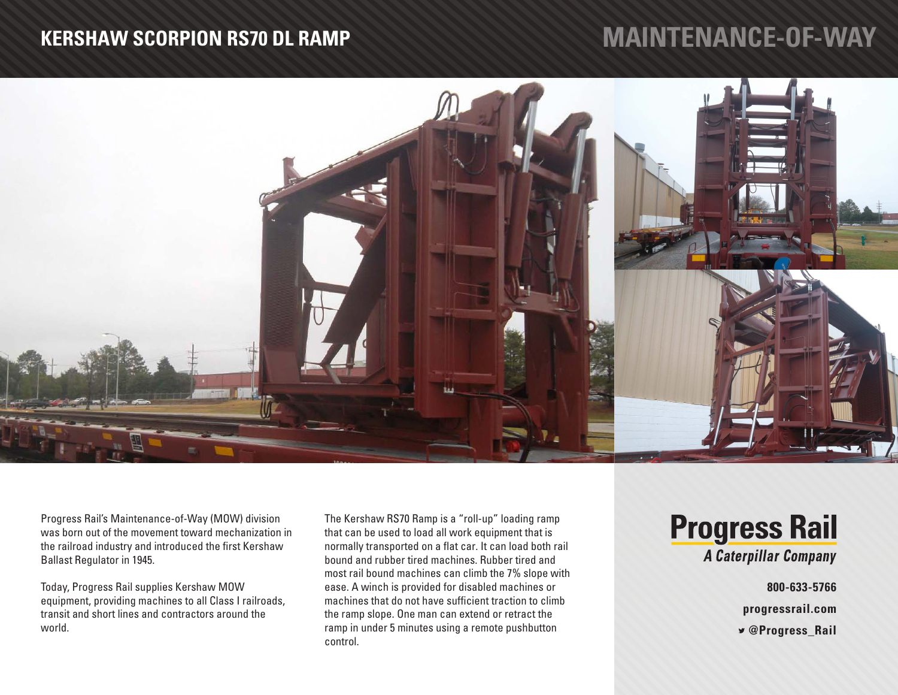# KERSHAW SCORPION RS70 DL RAMP

## MAINTENANCE-OF-WAY

Progress Rail's Maintenance-of-Way (MOW) division was born out of the movement toward mechanization in the railroad industry and introduced the first Kershaw Ballast Regulator in 1945.

Today, Progress Rail supplies Kershaw MOW equipment, providing machines to all Class I railroads, transit and short lines and contractors around the world.

The Kershaw RS70 Ramp is a "roll-up" loading ramp that can be used to load all work equipment that is normally transported on a flat car. It can load both rail bound and rubber tired machines. Rubber tired and most rail bound machines can climb the 7% slope with ease. A winch is provided for disabled machines or machines that do not have sufficient traction to climb the ramp slope. One man can extend or retract the ramp in under 5 minutes using a remote pushbutton control.

**Progress Rail**
*A Caterpillar Company*

**800-633-5766**

**progressrail.com**

**@Progress_Rail**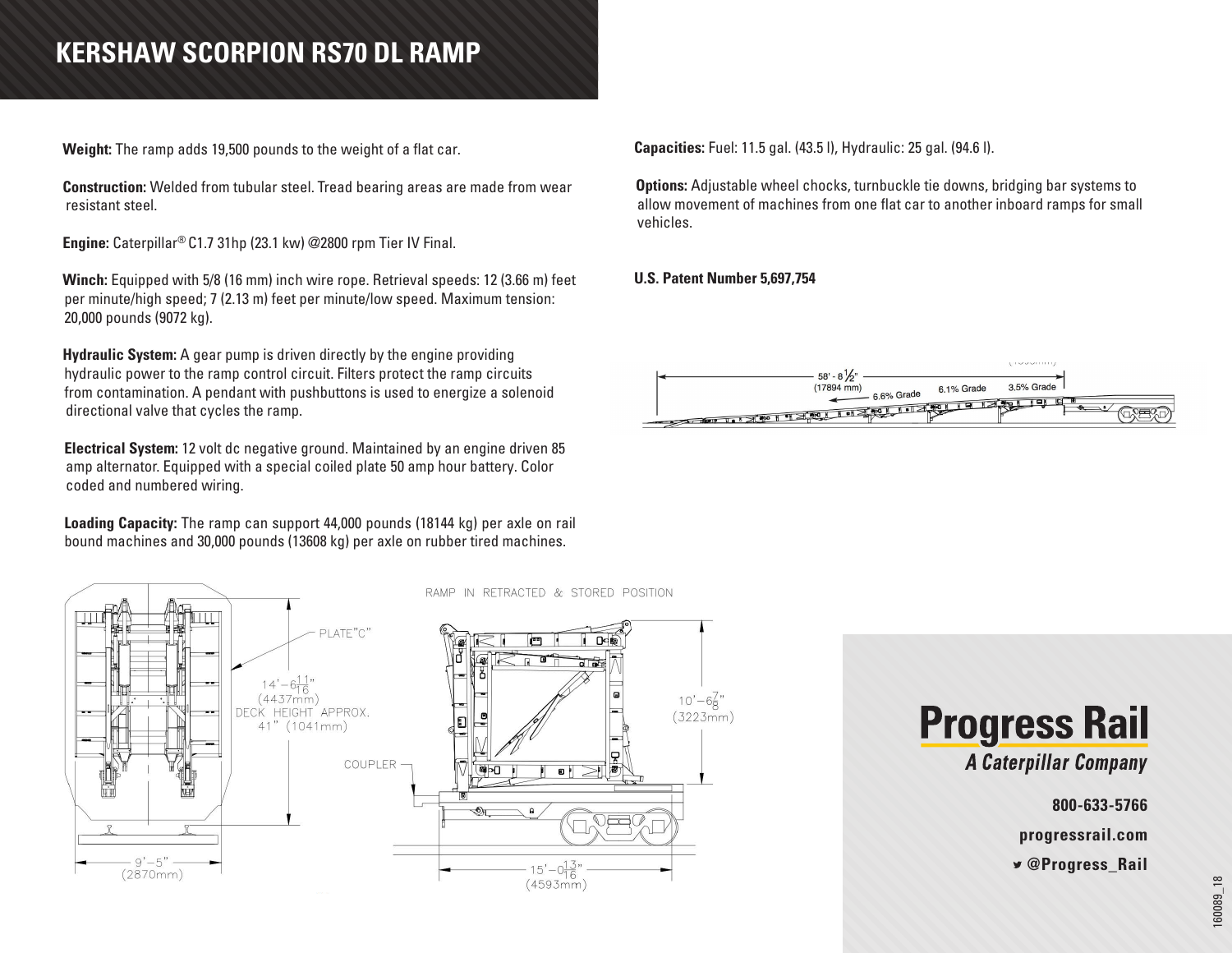# KERSHAW SCORPION RS70 DL RAMP

**Weight:** The ramp adds 19,500 pounds to the weight of a flat car.

**Construction:** Welded from tubular steel. Tread bearing areas are made from wear resistant steel.

**Engine:** Caterpillar® C1.7 31hp (23.1 kw) @2800 rpm Tier IV Final.

**Winch:** Equipped with 5/8 (16 mm) inch wire rope. Retrieval speeds: 12 (3.66 m) feet per minute/high speed; 7 (2.13 m) feet per minute/low speed. Maximum tension: 20,000 pounds (9072 kg).

**Hydraulic System:** A gear pump is driven directly by the engine providing hydraulic power to the ramp control circuit. Filters protect the ramp circuits from contamination. A pendant with pushbuttons is used to energize a solenoid directional valve that cycles the ramp.

**Electrical System:** 12 volt dc negative ground. Maintained by an engine driven 85 amp alternator. Equipped with a special coiled plate 50 amp hour battery. Color coded and numbered wiring.

**Loading Capacity:** The ramp can support 44,000 pounds (18144 kg) per axle on rail bound machines and 30,000 pounds (13608 kg) per axle on rubber tired machines.

**Capacities:** Fuel: 11.5 gal. (43.5 l), Hydraulic: 25 gal. (94.6 l).

**Options:** Adjustable wheel chocks, turnbuckle tie downs, bridging bar systems to allow movement of machines from one flat car to another inboard ramps for small vehicles.

**U.S. Patent Number 5,697,754**

58' - 8 1/2"
(17894 mm)
6.6% Grade
6.1% Grade
3.5% Grade

RAMP IN RETRACTED & STORED POSITION

PLATE"C"
14'-6 11/16"
(4437mm)
DECK HEIGHT APPROX.
41" (1041mm)
COUPLER
10'-6 7/8"
(3223mm)
9'-5"
(2870mm)
15'-0 13/16"
(4593mm)

**Progress Rail**
*A Caterpillar Company*

800-633-5766
progressrail.com
@Progress_Rail

160089_18